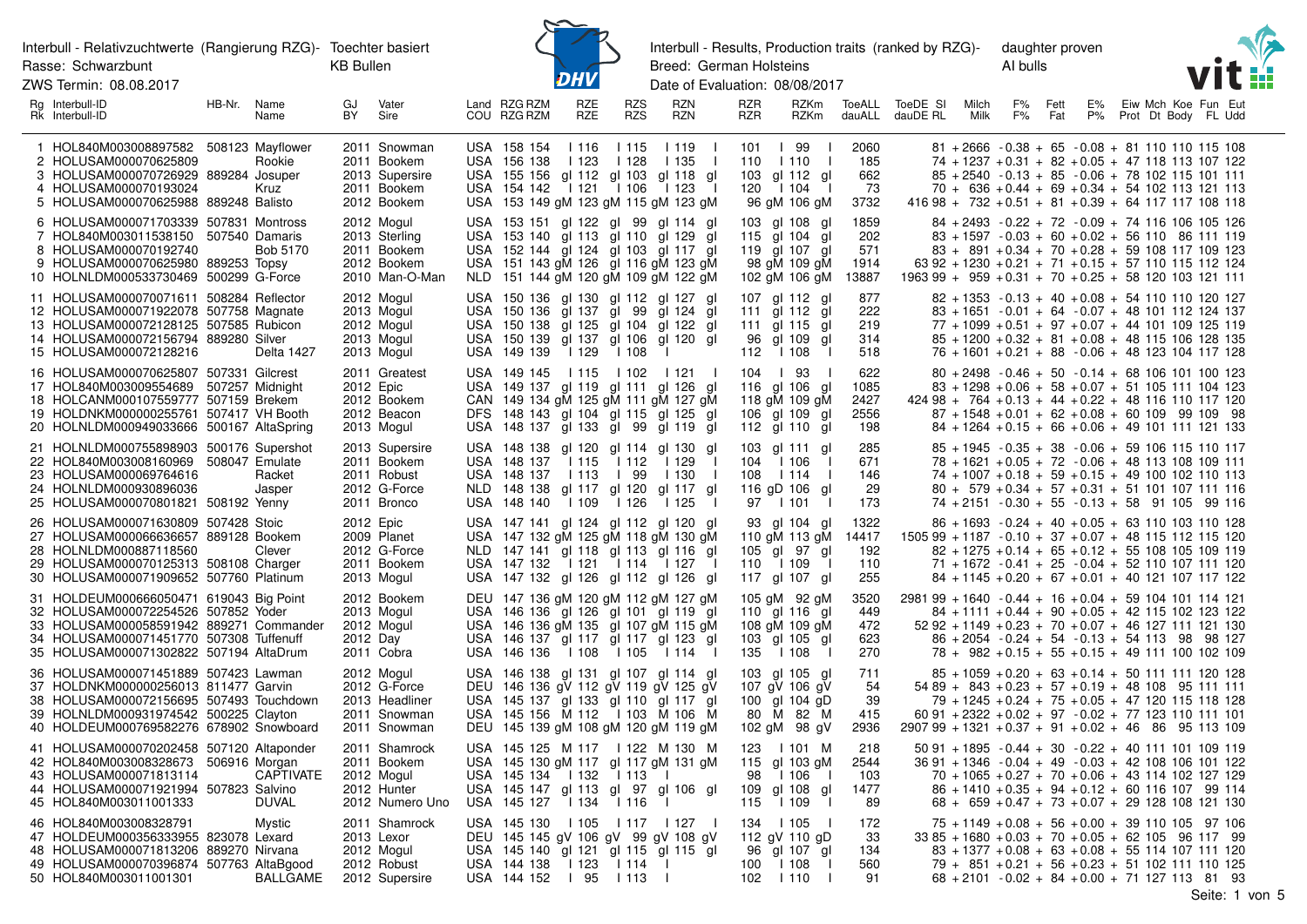Interbull - Relativzuchtwerte (Rangierung RZG)- Töchter basiert KB Bullen
Rasse: Schwarzbunt
ZWS Termin: 08.08.2017

Interbull - Results, Production traits (ranked by RZG)- daughter proven AI bulls
Breed: German Holsteins
Date of Evaluation: 08/08/2017

| Rg Rk | Interbull-ID Interbull-ID | HB-Nr. | Name Name | GJ BY | Vater Sire | Land COU | RZG RZG | RZM RZM | RZE RZE | RZS RZS | RZN RZN | RZR RZR | RZKm RZKm | ToeALL dauALL | ToeDE dauDE | SI RL | Milch Milk | F% F% | Fett Fat | E% P% | Eiw Prot | Mch Dt | Koe Body | Fun FL | Eut Udd |
|---|---|---|---|---|---|---|---|---|---|---|---|---|---|---|---|---|---|---|---|---|---|---|---|---|---|
| 1 | HOL840M003008897582 | 508123 | Mayflower | 2011 | Snowman | USA | 158 | 154 l | 116 l | 115 l | 119 l | 101 l | 99 l | 2060 | | 81 | +2666 | -0.38 | +65 | -0.08 | +81 | 110 | 110 | 115 | 108 |
| 2 | HOLUSAM000070625809 | | Rookie | 2011 | Bookem | USA | 156 | 138 l | 123 l | 128 l | 135 l | 110 l | 110 l | 185 | | 74 | +1237 | +0.31 | +82 | +0.05 | +47 | 118 | 113 | 107 | 122 |
| 3 | HOLUSAM000070726929 | 889284 | Josuper | 2013 | Supersire | USA | 155 | 156 gl | 112 gl | 103 gl | 118 gl | 103 gl | 112 gl | 662 | | 85 | +2540 | -0.13 | +85 | -0.06 | +78 | 102 | 115 | 101 | 111 |
| 4 | HOLUSAM000070193024 | | Kruz | 2011 | Bookem | USA | 154 | 142 l | 121 l | 106 l | 123 l | 120 l | 104 l | 73 | | 70 | +636 | +0.44 | +69 | +0.34 | +54 | 102 | 113 | 121 | 113 |
| 5 | HOLUSAM000070625988 | 889248 | Balisto | 2012 | Bookem | USA | 153 | 149 gM | 123 gM | 115 gM | 123 gM | 96 gM | 106 gM | 3732 | 416 | 98 | +732 | +0.51 | +81 | +0.39 | +64 | 117 | 117 | 108 | 118 |
| 6 | HOLUSAM000071703339 | 507831 | Montross | 2012 | Mogul | USA | 153 | 151 gl | 122 gl | 99 gl | 114 gl | 103 gl | 108 gl | 1859 | | 84 | +2493 | -0.22 | +72 | -0.09 | +74 | 116 | 106 | 105 | 126 |
| 7 | HOL840M003011538150 | 507540 | Damaris | 2013 | Sterling | USA | 153 | 140 gl | 113 gl | 110 gl | 129 gl | 115 gl | 104 gl | 202 | | 83 | +1597 | -0.03 | +60 | +0.02 | +56 | 110 | 86 | 111 | 119 |
| 8 | HOLUSAM000070192740 | | Bob 5170 | 2011 | Bookem | USA | 152 | 144 gl | 124 gl | 103 gl | 117 gl | 119 gl | 107 gl | 571 | | 83 | +891 | +0.34 | +70 | +0.28 | +59 | 108 | 117 | 109 | 123 |
| 9 | HOLUSAM000070625980 | 889253 | Topsy | 2012 | Bookem | USA | 151 | 143 gM | 126 gl | 116 gM | 123 gM | 98 gM | 109 gM | 1914 | 63 | 92 | +1230 | +0.21 | +71 | +0.15 | +57 | 110 | 115 | 112 | 124 |
| 10 | HOLNLDM000533730469 | 500299 | G-Force | 2010 | Man-O-Man | NLD | 151 | 144 gM | 120 gM | 109 gM | 122 gM | 102 gM | 106 gM | 13887 | 1963 | 99 | +959 | +0.31 | +70 | +0.25 | +58 | 120 | 103 | 121 | 111 |
| 11 | HOLUSAM000071071611 | 508284 | Reflector | 2012 | Mogul | USA | 150 | 136 gl | 130 gl | 112 gl | 127 gl | 107 gl | 112 gl | 877 | | 82 | +1353 | -0.13 | +40 | +0.08 | +54 | 110 | 110 | 120 | 127 |
| 12 | HOLUSAM000071922078 | 507758 | Magnate | 2013 | Mogul | USA | 150 | 136 gl | 137 gl | 99 gl | 124 gl | 111 gl | 112 gl | 222 | | 83 | +1651 | -0.01 | +64 | -0.07 | +48 | 101 | 112 | 124 | 137 |
| 13 | HOLUSAM000072128125 | 507585 | Rubicon | 2012 | Mogul | USA | 150 | 138 gl | 125 gl | 104 gl | 122 gl | 111 gl | 115 gl | 219 | | 77 | +1099 | +0.51 | +97 | +0.07 | +44 | 101 | 109 | 125 | 119 |
| 14 | HOLUSAM000072156794 | 889280 | Silver | 2013 | Mogul | USA | 150 | 139 gl | 137 gl | 106 gl | 120 gl | 96 gl | 109 gl | 314 | | 85 | +1200 | +0.32 | +81 | +0.08 | +48 | 115 | 106 | 128 | 135 |
| 15 | HOLUSAM000072128216 | | Delta 1427 | 2013 | Mogul | USA | 149 | 139 l | 129 l | 108 l | | 112 l | 108 l | 518 | | 76 | +1601 | +0.21 | +88 | -0.06 | +48 | 123 | 104 | 117 | 128 |
| 16 | HOLUSAM000070625807 | 507331 | Gilcrest | 2011 | Greatest | USA | 149 | 145 l | 115 l | 102 l | 121 l | 104 l | 93 l | 622 | | 80 | +2498 | -0.46 | +50 | -0.14 | +68 | 106 | 101 | 100 | 123 |
| 17 | HOL840M003009554689 | 507257 | Midnight | 2012 | Epic | USA | 149 | 137 gl | 119 gl | 111 gl | 126 gl | 116 gl | 106 gl | 1085 | | 83 | +1298 | +0.06 | +58 | +0.07 | +51 | 105 | 111 | 104 | 123 |
| 18 | HOLCANM000107559777 | 507159 | Brekem | 2012 | Bookem | CAN | 149 | 134 gM | 125 gM | 111 gM | 127 gM | 118 gM | 109 gM | 2427 | 424 | 98 | +764 | +0.13 | +44 | +0.22 | +48 | 116 | 110 | 117 | 120 |
| 19 | HOLDNKM000000255761 | 507417 | VH Booth | 2012 | Beacon | DFS | 148 | 143 gl | 104 gl | 115 gl | 125 gl | 106 gl | 109 gl | 2556 | | 87 | +1548 | +0.01 | +62 | +0.08 | +60 | 109 | 99 | 109 | 98 |
| 20 | HOLNLDM000949033666 | 500167 | AltaSpring | 2013 | Mogul | USA | 148 | 137 gl | 133 gl | 99 gl | 119 gl | 112 gl | 110 gl | 198 | | 84 | +1264 | +0.15 | +66 | +0.06 | +49 | 101 | 111 | 121 | 133 |
| 21 | HOLNLDM000755898903 | 500176 | Supershot | 2013 | Supersire | USA | 148 | 138 gl | 120 gl | 114 gl | 130 gl | 103 gl | 111 gl | 285 | | 85 | +1945 | -0.35 | +38 | -0.06 | +59 | 106 | 115 | 110 | 117 |
| 22 | HOL840M003008160969 | 508047 | Emulate | 2011 | Bookem | USA | 148 | 137 l | 115 l | 112 l | 129 l | 104 l | 106 l | 671 | | 78 | +1621 | +0.05 | +72 | -0.06 | +48 | 113 | 108 | 109 | 111 |
| 23 | HOLUSAM000069764616 | | Racket | 2011 | Robust | USA | 148 | 137 l | 113 l | 99 l | 130 l | 108 l | 114 l | 146 | | 74 | +1007 | +0.18 | +59 | +0.15 | +49 | 100 | 102 | 110 | 113 |
| 24 | HOLNLDM000930896036 | | Jasper | 2012 | G-Force | NLD | 148 | 138 gl | 117 gl | 120 gl | 117 gl | 116 gD | 106 gl | 29 | | 80 | +579 | +0.34 | +57 | +0.31 | +51 | 101 | 107 | 111 | 116 |
| 25 | HOLUSAM000070801821 | 508192 | Yenny | 2011 | Bronco | USA | 148 | 140 l | 109 l | 126 l | 125 l | 97 l | 101 l | 173 | | 74 | +2151 | -0.30 | +55 | -0.13 | +58 | 91 | 105 | 99 | 116 |
| 26 | HOLUSAM000071630809 | 507428 | Stoic | 2012 | Epic | USA | 147 | 141 gl | 124 gl | 112 gl | 120 gl | 93 gl | 104 gl | 1322 | | 86 | +1693 | -0.24 | +40 | +0.05 | +63 | 110 | 103 | 110 | 128 |
| 27 | HOLUSAM000066636657 | 889128 | Bookem | 2009 | Planet | USA | 147 | 132 gM | 125 gM | 118 gM | 130 gM | 110 gM | 113 gM | 14417 | 1505 | 99 | +1187 | -0.10 | +37 | +0.07 | +48 | 115 | 112 | 115 | 120 |
| 28 | HOLNLDM000887118560 | | Clever | 2012 | G-Force | NLD | 147 | 141 gl | 118 gl | 113 gl | 116 gl | 105 gl | 97 gl | 192 | | 82 | +1275 | +0.14 | +65 | +0.12 | +55 | 108 | 105 | 109 | 119 |
| 29 | HOLUSAM000070125313 | 508108 | Charger | 2011 | Bookem | USA | 147 | 132 l | 121 l | 114 l | 127 l | 110 l | 109 l | 110 | | 71 | +1672 | -0.41 | +25 | -0.04 | +52 | 110 | 107 | 111 | 120 |
| 30 | HOLUSAM000071909652 | 507760 | Platinum | 2013 | Mogul | USA | 147 | 132 gl | 126 gl | 112 gl | 126 gl | 117 gl | 107 gl | 255 | | 84 | +1145 | +0.20 | +67 | +0.01 | +40 | 121 | 107 | 117 | 122 |
| 31 | HOLDEUM000666050471 | 619043 | Big Point | 2012 | Bookem | DEU | 147 | 136 gM | 120 gM | 112 gM | 127 gM | 105 gM | 92 gM | 3520 | 2981 | 99 | +1640 | -0.44 | +16 | +0.04 | +59 | 104 | 101 | 114 | 121 |
| 32 | HOLUSAM000072254526 | 507852 | Yoder | 2013 | Mogul | USA | 146 | 136 gl | 126 gl | 101 gl | 119 gl | 110 gl | 116 gl | 449 | | 84 | +1111 | +0.44 | +90 | +0.05 | +42 | 115 | 102 | 123 | 122 |
| 33 | HOLUSAM000058591942 | 889271 | Commander | 2012 | Mogul | USA | 146 | 136 gM | 135 gl | 107 gM | 115 gM | 108 gM | 109 gM | 472 | 52 | 92 | +1149 | +0.23 | +70 | +0.07 | +46 | 127 | 111 | 121 | 130 |
| 34 | HOLUSAM000071451770 | 507308 | Tuffenuff | 2012 | Day | USA | 146 | 137 gl | 117 gl | 117 gl | 123 gl | 103 gl | 105 gl | 623 | | 86 | +2054 | -0.24 | +54 | -0.13 | +54 | 113 | 98 | 98 | 127 |
| 35 | HOLUSAM000071302822 | 507194 | AltaDrum | 2011 | Cobra | USA | 146 | 136 l | 108 l | 105 l | 114 l | 135 l | 108 l | 270 | | 78 | +982 | +0.15 | +55 | +0.15 | +49 | 111 | 100 | 102 | 109 |
| 36 | HOLUSAM000071451889 | 507423 | Lawman | 2012 | Mogul | USA | 146 | 138 gl | 131 gl | 107 gl | 114 gl | 103 gl | 105 gl | 711 | | 85 | +1059 | +0.20 | +63 | +0.14 | +50 | 111 | 111 | 120 | 128 |
| 37 | HOLDNKM000000256013 | 811477 | Garvin | 2012 | G-Force | DEU | 146 | 136 gV | 112 gV | 119 gV | 125 gV | 107 gV | 106 gV | 54 | 54 | 89 | +843 | +0.23 | +57 | +0.19 | +48 | 108 | 95 | 111 | 111 |
| 38 | HOLUSAM000072156695 | 507493 | Touchdown | 2013 | Headliner | USA | 145 | 137 gl | 133 gl | 110 gl | 117 gl | 100 gl | 104 gD | 39 | | 79 | +1245 | +0.24 | +75 | +0.05 | +47 | 120 | 115 | 118 | 128 |
| 39 | HOLNLDM000931974542 | 500225 | Clayton | 2011 | Snowman | USA | 145 | 156 M | 112 l | 103 M | 106 M | 80 M | 82 M | 415 | 60 | 91 | +2322 | +0.02 | +97 | -0.02 | +77 | 123 | 110 | 111 | 101 |
| 40 | HOLDEUM000769582276 | 678902 | Snowboard | 2011 | Snowman | DEU | 145 | 139 gM | 108 gM | 120 gM | 119 gM | 102 gM | 98 gV | 2936 | 2907 | 99 | +1321 | +0.37 | +91 | +0.02 | +46 | 86 | 95 | 113 | 109 |
| 41 | HOLUSAM000070202458 | 507120 | Altaponder | 2011 | Shamrock | USA | 145 | 125 M | 117 l | 122 M | 130 M | 123 l | 101 M | 218 | 50 | 91 | +1895 | -0.44 | +30 | -0.22 | +40 | 111 | 101 | 109 | 119 |
| 42 | HOL840M003008328673 | 506916 | Morgan | 2011 | Bookem | USA | 145 | 130 gM | 117 gl | 117 gM | 131 gM | 115 gl | 103 gM | 2544 | 36 | 91 | +1346 | -0.04 | +49 | -0.03 | +42 | 108 | 106 | 101 | 122 |
| 43 | HOLUSAM000071813114 | | CAPTIVATE | 2012 | Mogul | USA | 145 | 134 l | 132 l | 113 l | | 98 l | 106 l | 103 | | 70 | +1065 | +0.27 | +70 | +0.06 | +43 | 114 | 102 | 127 | 129 |
| 44 | HOLUSAM000071921994 | 507823 | Salvino | 2012 | Hunter | USA | 145 | 147 gl | 113 gl | 97 gl | 106 gl | 109 gl | 108 gl | 1477 | | 86 | +1410 | +0.35 | +94 | +0.12 | +60 | 116 | 107 | 99 | 114 |
| 45 | HOL840M003011001333 | | DUVAL | 2012 | Numero Uno | USA | 145 | 127 l | 134 l | 116 l | | 115 l | 109 l | 89 | | 68 | +659 | +0.47 | +73 | +0.07 | +29 | 128 | 108 | 121 | 130 |
| 46 | HOL840M003008328791 | | Mystic | 2011 | Shamrock | USA | 145 | 130 l | 105 l | 117 l | 127 l | 134 l | 105 l | 172 | | 75 | +1149 | +0.08 | +56 | +0.00 | +39 | 110 | 105 | 97 | 106 |
| 47 | HOLDEUM000356333955 | 823078 | Lexard | 2013 | Lexor | DEU | 145 | 145 gV | 106 gV | 99 gV | 108 gV | 112 gV | 110 gD | 33 | 33 | 85 | +1680 | +0.03 | +70 | +0.05 | +62 | 105 | 96 | 117 | 99 |
| 48 | HOLUSAM000071813206 | 889270 | Nirvana | 2012 | Mogul | USA | 145 | 140 gl | 121 gl | 115 gl | 115 gl | 96 gl | 107 gl | 134 | | 83 | +1377 | +0.08 | +63 | +0.08 | +55 | 114 | 107 | 111 | 120 |
| 49 | HOLUSAM000070396874 | 507763 | AltaBgood | 2012 | Robust | USA | 144 | 138 l | 123 l | 114 l | | 100 l | 108 l | 560 | | 79 | +851 | +0.21 | +56 | +0.23 | +51 | 102 | 111 | 110 | 125 |
| 50 | HOL840M003011001301 | | BALLGAME | 2012 | Supersire | USA | 144 | 152 l | 95 l | 113 l | | 102 l | 110 l | 91 | | 68 | +2101 | -0.02 | +84 | +0.00 | +71 | 127 | 113 | 81 | 93 |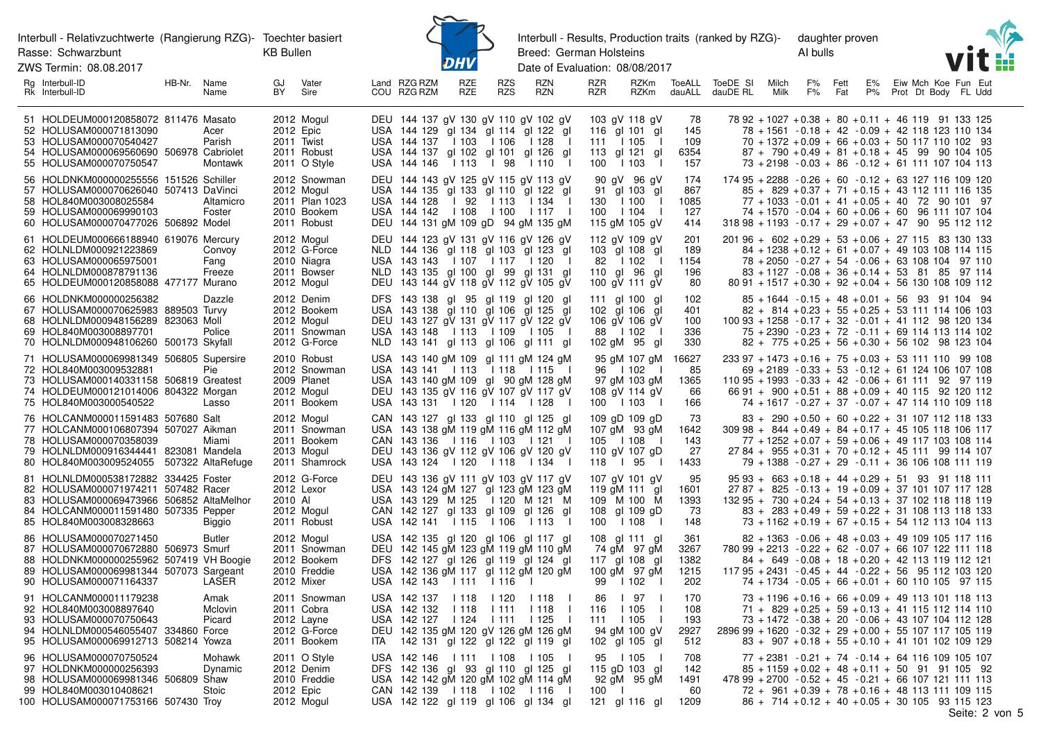Interbull - Relativzuchtwerte (Rangierung RZG)- Toechter basiert KB Bullen
Rasse: Schwarzbunt
ZWS Termin: 08.08.2017

Interbull - Results, Production traits (ranked by RZG)- daughter proven AI bulls
Breed: German Holsteins
Date of Evaluation: 08/08/2017

| Rg Rk | Interbull-ID Interbull-ID | HB-Nr. | Name Name | GJ BY | Vater Sire | Land COU | RZG RZG | RZM RZM | RZE RZE | RZS RZS | RZN RZN | RZR RZR | RZKm RZKm | ToeALL dauALL | ToeDE dauDE | SI RL | Milch Milk | F% F% | Fett Fat | E% P% | Eiw Prot | Mch Dt | Koe Body | Fun FL | Eut Udd |
|---|---|---|---|---|---|---|---|---|---|---|---|---|---|---|---|---|---|---|---|---|---|---|---|---|---|
| 51 | HOLDEUM000120858072 | 811476 | Masato | 2012 | Mogul | DEU | 144 | 137 gV | 130 gV | 110 gV | 102 gV | 103 gV | 118 gV | 78 | 78 | 92 | +1027 | +0.38 | + 80 | +0.11 | + 46 | 119 | 91 | 133 | 125 |
| 52 | HOLUSAM000071813090 | | Acer | 2012 | Epic | USA | 144 | 129 gl | 134 gl | 114 gl | 122 gl | 116 gl | 101 gl | 145 | | 78 | +1561 | -0.18 | + 42 | -0.09 | + 42 | 118 | 123 | 110 | 134 |
| 53 | HOLUSAM000070540427 | | Parish | 2011 | Twist | USA | 144 | 137 I | 103 I | 106 I | 128 I | 111 I | 105 I | 109 | | 70 | +1372 | +0.09 | + 66 | +0.03 | + 50 | 117 | 110 | 102 | 93 |
| 54 | HOLUSAM000069560690 | 506978 | Cabriolet | 2011 | Robust | USA | 144 | 137 gl | 102 gl | 101 gl | 126 gl | 113 gl | 121 gl | 6354 | | 87 | + 790 | +0.49 | + 81 | +0.18 | + 45 | 99 | 90 | 104 | 105 |
| 55 | HOLUSAM000070750547 | | Montawk | 2011 | O Style | USA | 144 | 146 I | 113 I | 98 I | 110 I | 100 I | 103 I | 157 | | 73 | +2198 | -0.03 | + 86 | -0.12 | + 61 | 111 | 107 | 104 | 113 |
| 56 | HOLDNKM000000255556 | 151526 | Schiller | 2012 | Snowman | DEU | 144 | 143 gV | 125 gV | 115 gV | 113 gV | 90 gV | 96 gV | 174 | 174 | 95 | +2288 | -0.26 | + 60 | -0.12 | + 63 | 127 | 116 | 109 | 120 |
| 57 | HOLUSAM000070626040 | 507413 | DaVinci | 2012 | Mogul | USA | 144 | 135 gl | 133 gl | 110 gl | 122 gl | 91 gl | 103 gl | 867 | | 85 | + 829 | +0.37 | + 71 | +0.15 | + 43 | 112 | 111 | 116 | 135 |
| 58 | HOL840M003008025584 | | Altamicro | 2011 | Plan 1023 | USA | 144 | 128 I | 92 I | 113 I | 134 I | 130 I | 100 I | 1085 | | 77 | +1033 | -0.01 | + 41 | +0.05 | + 40 | 72 | 90 | 101 | 97 |
| 59 | HOLUSAM000069990103 | | Foster | 2010 | Bookem | USA | 144 | 142 I | 108 I | 100 I | 117 I | 100 I | 104 I | 127 | | 74 | +1570 | -0.04 | + 60 | +0.06 | + 60 | 96 | 111 | 107 | 104 |
| 60 | HOLUSAM000070477026 | 506892 | Model | 2011 | Robust | DEU | 144 | 131 gM | 109 gD | 94 gM | 135 gM | 115 gM | 105 gV | 414 | 318 | 98 | +1193 | -0.17 | + 29 | +0.07 | + 47 | 90 | 95 | 112 | 112 |
| 61 | HOLDEUM000666188940 | 609076 | Mercury | 2012 | Mogul | DEU | 144 | 123 gV | 131 gV | 116 gV | 126 gV | 112 gV | 109 gV | 201 | 201 | 96 | + 602 | +0.29 | + 53 | +0.06 | + 27 | 115 | 83 | 130 | 133 |
| 62 | HOLNLDM000921223869 | | Convoy | 2012 | G-Force | NLD | 144 | 136 gl | 118 gl | 103 gl | 123 gl | 103 gl | 108 gl | 189 | | 84 | +1238 | +0.12 | + 61 | +0.07 | + 49 | 103 | 108 | 114 | 115 |
| 63 | HOLUSAM000065975001 | | Fang | 2010 | Niagra | USA | 143 | 143 I | 107 I | 117 I | 120 I | 82 I | 102 I | 1154 | | 78 | +2050 | -0.27 | + 54 | -0.06 | + 63 | 108 | 104 | 97 | 110 |
| 64 | HOLNLDM000878791136 | | Freeze | 2011 | Bowser | NLD | 143 | 135 gl | 100 gl | 99 gl | 131 gl | 110 gl | 96 gl | 196 | | 83 | +1127 | -0.08 | + 36 | +0.14 | + 53 | 81 | 85 | 97 | 114 |
| 65 | HOLDEUM000120858088 | 477177 | Murano | 2012 | Mogul | DEU | 143 | 144 gV | 118 gV | 112 gV | 105 gV | 100 gV | 111 gV | 80 | 80 | 91 | +1517 | +0.30 | + 92 | +0.04 | + 56 | 130 | 108 | 109 | 112 |
| 66 | HOLDNKM000000256382 | | Dazzle | 2012 | Denim | DFS | 143 | 138 gl | 95 gl | 119 gl | 120 gl | 111 gl | 100 gl | 102 | | 85 | +1644 | -0.15 | + 48 | +0.01 | + 56 | 93 | 91 | 104 | 94 |
| 67 | HOLUSAM000070625983 | 889503 | Turvy | 2012 | Bookem | USA | 143 | 138 gl | 110 gl | 106 gl | 125 gl | 102 gl | 106 gl | 401 | | 82 | + 814 | +0.23 | + 55 | +0.25 | + 53 | 111 | 114 | 106 | 103 |
| 68 | HOLNLDM000948156289 | 823063 | Moll | 2012 | Mogul | DEU | 143 | 127 gV | 131 gV | 117 gV | 122 gV | 106 gV | 106 gV | 100 | 100 | 93 | +1258 | -0.17 | + 32 | -0.01 | + 41 | 112 | 98 | 120 | 134 |
| 69 | HOL840M003008897701 | | Police | 2011 | Snowman | USA | 143 | 148 I | 113 I | 109 I | 105 I | 88 I | 102 I | 336 | | 75 | +2390 | -0.23 | + 72 | -0.11 | + 69 | 114 | 113 | 114 | 102 |
| 70 | HOLNLDM000948106260 | 500173 | Skyfall | 2012 | G-Force | NLD | 143 | 141 gl | 113 gl | 106 gl | 111 gl | 102 gM | 95 gl | 330 | | 82 | + 775 | +0.25 | + 56 | +0.30 | + 56 | 102 | 98 | 123 | 104 |
| 71 | HOLUSAM000069981349 | 506805 | Supersire | 2010 | Robust | USA | 143 | 140 gM | 109 gl | 111 gM | 124 gM | 95 gM | 107 gM | 16627 | 233 | 97 | +1473 | +0.16 | + 75 | +0.03 | + 53 | 111 | 110 | 99 | 108 |
| 72 | HOL840M003009532881 | | Pie | 2012 | Snowman | USA | 143 | 141 I | 113 I | 118 I | 115 I | 96 I | 102 I | 85 | | 69 | +2189 | -0.33 | + 53 | -0.12 | + 61 | 124 | 106 | 107 | 108 |
| 73 | HOLUSAM000140331158 | 506819 | Greatest | 2009 | Planet | USA | 143 | 140 gM | 109 gl | 90 gM | 128 gM | 97 gM | 103 gM | 1365 | 110 | 95 | +1993 | -0.33 | + 42 | -0.06 | + 61 | 111 | 92 | 97 | 119 |
| 74 | HOLDEUM000121014006 | 804322 | Morgan | 2012 | Mogul | DEU | 143 | 135 gV | 116 gV | 107 gV | 117 gV | 108 gV | 114 gV | 66 | 66 | 91 | + 900 | +0.51 | + 88 | +0.09 | + 40 | 115 | 92 | 120 | 112 |
| 75 | HOL840M003000540522 | | Lasso | 2011 | Bookem | USA | 143 | 131 I | 120 I | 114 I | 128 I | 100 I | 103 I | 166 | | 74 | +1617 | -0.27 | + 37 | -0.07 | + 47 | 114 | 110 | 109 | 118 |
| 76 | HOLCANM000011591483 | 507680 | Salt | 2012 | Mogul | CAN | 143 | 127 gl | 133 gl | 110 gl | 125 gl | 109 gD | 109 gD | 73 | | 83 | + 290 | +0.50 | + 60 | +0.22 | + 31 | 107 | 112 | 118 | 133 |
| 77 | HOLUSAM000106873394 | 507027 | Aikman | 2011 | Snowman | USA | 143 | 138 gM | 119 gM | 116 gM | 112 gM | 107 gM | 93 gM | 1642 | 309 | 98 | + 844 | +0.49 | + 84 | +0.17 | + 45 | 105 | 118 | 106 | 117 |
| 78 | HOLUSAM000070358039 | | Miami | 2011 | Bookem | CAN | 143 | 136 I | 116 I | 103 I | 121 I | 105 I | 108 I | 143 | | 77 | +1252 | +0.07 | + 59 | +0.06 | + 49 | 117 | 103 | 108 | 114 |
| 79 | HOLNLDM000916344441 | 823081 | Mandela | 2013 | Mogul | DEU | 143 | 136 gV | 112 gV | 106 gV | 120 gV | 110 gV | 107 gD | 27 | 27 | 84 | + 955 | +0.31 | + 70 | +0.12 | + 45 | 111 | 99 | 114 | 107 |
| 80 | HOL840M003009524055 | 507322 | AltaRefuge | 2011 | Shamrock | USA | 143 | 124 I | 120 I | 118 I | 134 I | 118 I | 95 I | 1433 | | 79 | +1388 | -0.27 | + 29 | -0.11 | + 36 | 106 | 108 | 111 | 119 |
| 81 | HOLNLDM000538172882 | 334425 | Foster | 2012 | G-Force | DEU | 143 | 136 gV | 111 gV | 103 gV | 117 gV | 107 gV | 101 gV | 95 | 95 | 93 | + 663 | +0.18 | + 44 | +0.29 | + 51 | 93 | 91 | 118 | 111 |
| 82 | HOLUSAM000071974211 | 507482 | Racer | 2012 | Lexor | USA | 143 | 124 gM | 127 gl | 123 gM | 123 gM | 119 gM | 111 gl | 1601 | 27 | 87 | + 825 | -0.13 | + 19 | +0.09 | + 37 | 101 | 107 | 117 | 128 |
| 83 | HOLUSAM000069473966 | 506852 | AltaMelhor | 2010 | Al | USA | 143 | 129 M | 125 I | 120 M | 121 M | 109 M | 100 M | 1393 | 132 | 95 | + 730 | +0.24 | + 54 | +0.13 | + 37 | 102 | 118 | 118 | 119 |
| 84 | HOLCANM000011591480 | 507335 | Pepper | 2012 | Mogul | CAN | 142 | 127 gl | 133 gl | 109 gl | 126 gl | 108 gl | 109 gD | 73 | | 83 | + 283 | +0.49 | + 59 | +0.22 | + 31 | 108 | 113 | 118 | 133 |
| 85 | HOL840M003008328663 | | Biggio | 2011 | Robust | USA | 142 | 141 I | 115 I | 106 I | 113 I | 100 I | 108 I | 148 | | 73 | +1162 | +0.19 | + 67 | +0.15 | + 54 | 112 | 113 | 104 | 113 |
| 86 | HOLUSAM000070271450 | | Butler | 2012 | Mogul | USA | 142 | 135 gl | 120 gl | 106 gl | 117 gl | 108 gl | 111 gl | 361 | | 82 | +1363 | -0.06 | + 48 | +0.03 | + 49 | 109 | 105 | 117 | 116 |
| 87 | HOLUSAM000070672880 | 506973 | Smurf | 2011 | Snowman | DEU | 142 | 145 gM | 123 gM | 119 gM | 110 gM | 74 gM | 97 gM | 3267 | 780 | 99 | +2213 | -0.22 | + 62 | -0.07 | + 66 | 107 | 122 | 111 | 118 |
| 88 | HOLDNKM000000255962 | 507419 | VH Boogie | 2012 | Bookem | DFS | 142 | 127 gl | 126 gl | 119 gl | 124 gl | 117 gl | 108 gl | 1382 | | 84 | + 649 | -0.08 | + 18 | +0.20 | + 42 | 113 | 119 | 112 | 121 |
| 89 | HOLUSAM000069981344 | 507073 | Sargeant | 2010 | Freddie | USA | 142 | 136 gM | 117 gl | 112 gM | 120 gM | 100 gM | 97 gM | 1215 | 117 | 95 | +2431 | -0.45 | + 44 | -0.22 | + 56 | 95 | 112 | 103 | 120 |
| 90 | HOLUSAM000071164337 | | LASER | 2012 | Mixer | USA | 142 | 143 I | 111 I | 116 I | | 99 I | 102 I | 202 | | 74 | +1734 | -0.05 | + 66 | +0.01 | + 60 | 110 | 105 | 97 | 115 |
| 91 | HOLCANM000011179238 | | Amak | 2011 | Snowman | USA | 142 | 137 I | 118 I | 120 I | 118 I | 86 I | 97 I | 170 | | 73 | +1196 | +0.16 | + 66 | +0.09 | + 49 | 113 | 108 | 113 | 113 |
| 92 | HOL840M003008897640 | | Mclovin | 2011 | Cobra | USA | 142 | 132 I | 118 I | 111 I | 118 I | 116 I | 105 I | 108 | | 71 | + 829 | +0.25 | + 59 | +0.13 | + 41 | 115 | 112 | 114 | 110 |
| 93 | HOLUSAM000070750643 | | Picard | 2012 | Layne | USA | 142 | 127 I | 124 I | 111 I | 125 I | 111 I | 105 I | 193 | | 73 | +1472 | -0.38 | + 20 | -0.06 | + 43 | 107 | 104 | 112 | 128 |
| 94 | HOLNLDM000546055407 | 334860 | Force | 2012 | G-Force | DEU | 142 | 135 gM | 120 gV | 126 gM | 126 gM | 94 gM | 100 gV | 2927 | 2896 | 99 | +1620 | -0.32 | + 29 | +0.00 | + 55 | 107 | 117 | 105 | 119 |
| 95 | HOLUSAM000069912713 | 508214 | Yowza | 2011 | Bookem | ITA | 142 | 131 gl | 122 gl | 122 gl | 119 gl | 102 gl | 105 gl | 512 | | 83 | + 907 | +0.18 | + 55 | +0.10 | + 41 | 101 | 102 | 109 | 129 |
| 96 | HOLUSAM000070750524 | | Mohawk | 2011 | O Style | USA | 142 | 146 I | 111 I | 108 I | 105 I | 95 I | 105 I | 708 | | 77 | +2381 | -0.21 | + 74 | -0.14 | + 64 | 116 | 109 | 105 | 107 |
| 97 | HOLDNKM000000256393 | | Dynamic | 2012 | Denim | DFS | 142 | 136 gl | 93 gl | 110 gl | 125 gl | 115 gD | 103 gl | 142 | | 85 | +1159 | +0.02 | + 48 | +0.11 | + 50 | 91 | 91 | 105 | 92 |
| 98 | HOLUSAM000069981336 | 506809 | Shaw | 2010 | Freddie | USA | 142 | 142 gM | 120 gM | 102 gM | 114 gM | 92 gM | 95 gM | 1491 | 478 | 99 | +2700 | -0.52 | + 45 | -0.21 | + 66 | 107 | 121 | 111 | 113 |
| 99 | HOL840M003010408621 | | Stoic | 2012 | Epic | CAN | 142 | 139 I | 118 I | 102 I | 116 I | 100 I | | 60 | | 72 | + 961 | +0.39 | + 78 | +0.16 | + 48 | 113 | 111 | 109 | 115 |
| 100 | HOLUSAM000071753166 | 507430 | Troy | 2012 | Mogul | USA | 142 | 122 gl | 119 gl | 106 gl | 134 gl | 121 gl | 116 gl | 1209 | | 86 | + 714 | +0.12 | + 40 | +0.05 | + 30 | 105 | 93 | 115 | 123 |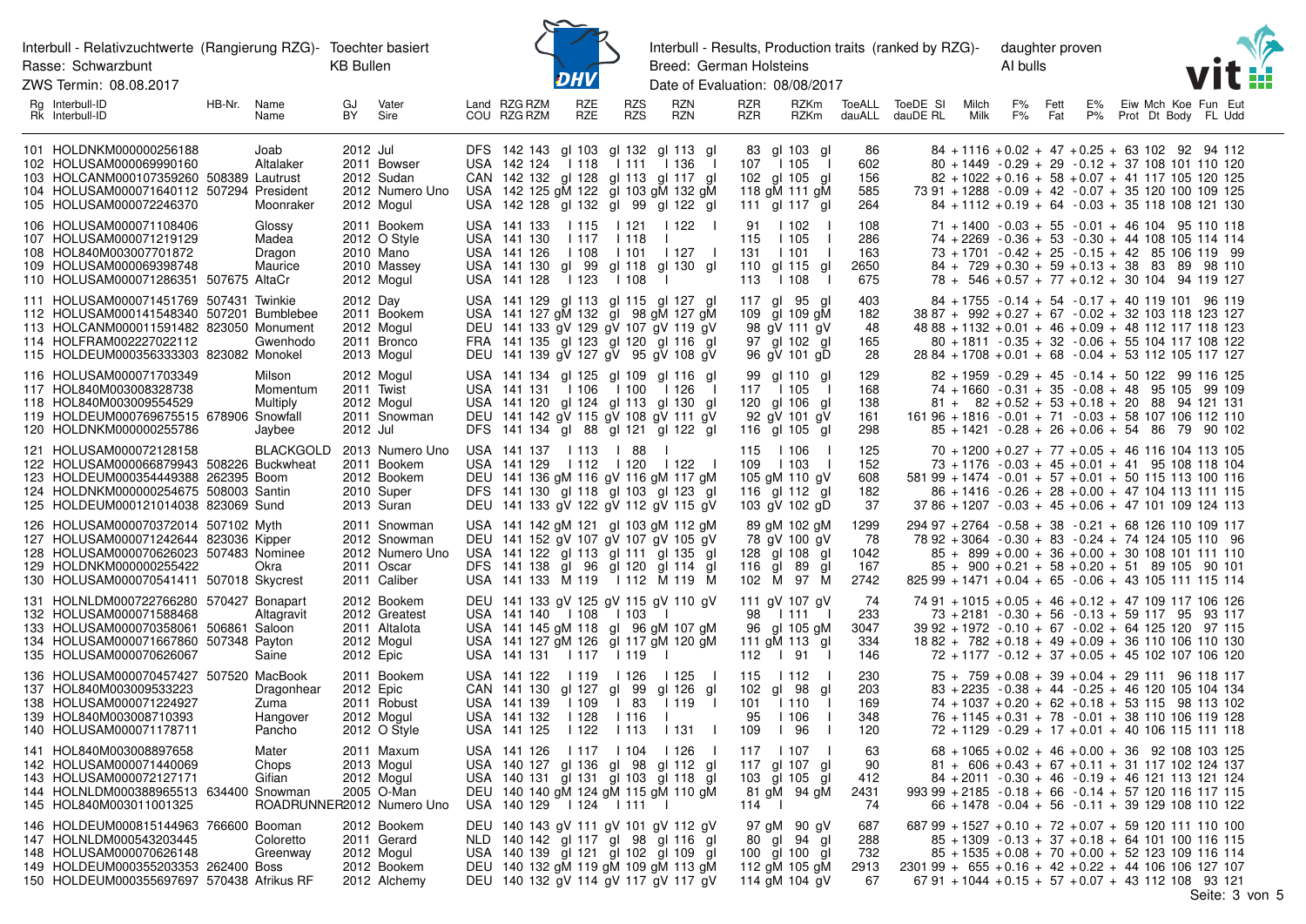Interbull - Relativzuchtwerte (Rangierung RZG)- Töchter basiert KB Bullen
Rasse: Schwarzbunt
ZWS Termin: 08.08.2017

Interbull - Results, Production traits (ranked by RZG)- daughter proven AI bulls
Breed: German Holsteins
Date of Evaluation: 08/08/2017

| Rg Rk | Interbull-ID Interbull-ID | HB-Nr. | Name Name | GJ BY | Vater Sire | Land COU | RZG RZG | RZM RZM | RZE RZE | RZS RZS | RZN RZN | RZR RZR | RZKm RZKm | ToeALL dauALL | ToeDE dauDE | SI RL | Milch Milk | F% F% | Fett Fat | E% P% | Eiw Prot | Mch Dt | Koe Body | Fun FL | Eut Udd |
|---|---|---|---|---|---|---|---|---|---|---|---|---|---|---|---|---|---|---|---|---|---|---|---|---|---|
| 101 | HOLDNKM000000256188 | | Joab | 2012 | Jul | DFS | 142 | 143 gl | 103 gl | 132 gl | 113 gl | 83 gl | 103 gl | 86 | | 84 | +1116 | +0.02 | +47 | +0.25 | +63 | 102 | 92 | 94 | 112 |
| 102 | HOLUSAM000069990160 | | Altalaker | 2011 | Bowser | USA | 142 | 124 l | 118 l | 111 l | 136 l | 107 l | 105 l | 602 | | 80 | +1449 | -0.29 | +29 | -0.12 | +37 | 108 | 101 | 110 | 120 |
| 103 | HOLCANM000107359260 | 508389 | Lautrust | 2012 | Sudan | CAN | 142 | 132 gl | 128 gl | 113 gl | 117 gl | 102 gl | 105 gl | 156 | | 82 | +1022 | +0.16 | +58 | +0.07 | +41 | 117 | 105 | 120 | 125 |
| 104 | HOLUSAM000071640112 | 507294 | President | 2012 | Numero Uno | USA | 142 | 125 gM | 122 gl | 103 gM | 132 gM | 118 gM | 111 gM | 585 | 73 | 91 | +1288 | -0.09 | +42 | -0.07 | +35 | 120 | 100 | 109 | 125 |
| 105 | HOLUSAM000072246370 | | Moonraker | 2012 | Mogul | USA | 142 | 128 gl | 132 gl | 99 gl | 122 gl | 111 gl | 117 gl | 264 | | 84 | +1112 | +0.19 | +64 | -0.03 | +35 | 118 | 108 | 121 | 130 |
| 106 | HOLUSAM000071108406 | | Glossy | 2011 | Bookem | USA | 141 | 133 l | 115 l | 121 l | 122 l | 91 l | 102 l | 108 | | 71 | +1400 | -0.03 | +55 | -0.01 | +46 | 104 | 95 | 110 | 118 |
| 107 | HOLUSAM000071219129 | | Madea | 2012 | O Style | USA | 141 | 130 l | 117 l | 118 l | | 115 l | 105 l | 286 | | 74 | +2269 | -0.36 | +53 | -0.30 | +44 | 108 | 105 | 114 | 114 |
| 108 | HOL840M003007701872 | | Dragon | 2010 | Mano | USA | 141 | 126 l | 108 l | 101 l | 127 l | 131 l | 101 l | 163 | | 73 | +1701 | -0.42 | +25 | -0.15 | +42 | 85 | 106 | 119 | 99 |
| 109 | HOLUSAM000069398748 | | Maurice | 2010 | Massey | USA | 141 | 130 gl | 99 gl | 118 gl | 130 gl | 110 gl | 115 gl | 2650 | | 84 | +729 | +0.30 | +59 | +0.13 | +38 | 83 | 89 | 98 | 110 |
| 110 | HOLUSAM000071286351 | 507675 | AltaCr | 2012 | Mogul | USA | 141 | 128 l | 123 l | 108 l | | 113 l | 108 l | 675 | | 78 | +546 | +0.57 | +77 | +0.12 | +30 | 104 | 94 | 119 | 127 |
| 111 | HOLUSAM000071451769 | 507431 | Twinkie | 2012 | Day | USA | 141 | 129 gl | 113 gl | 115 gl | 127 gl | 117 gl | 95 gl | 403 | | 84 | +1755 | -0.14 | +54 | -0.17 | +40 | 119 | 101 | 96 | 119 |
| 112 | HOLUSAM000141548340 | 507201 | Bumblebee | 2011 | Bookem | USA | 141 | 127 gM | 132 gl | 98 gM | 127 gM | 109 gl | 109 gM | 182 | 38 | 87 | +992 | +0.27 | +67 | -0.02 | +32 | 103 | 118 | 123 | 127 |
| 113 | HOLCANM000011591482 | 823050 | Monument | 2012 | Mogul | DEU | 141 | 133 gV | 129 gV | 107 gV | 119 gV | 98 gV | 111 gV | 48 | 48 | 88 | +1132 | +0.01 | +46 | +0.09 | +48 | 112 | 117 | 118 | 123 |
| 114 | HOLFRAM002227022112 | | Gwenhodo | 2011 | Bronco | FRA | 141 | 135 gl | 123 gl | 120 gl | 116 gl | 97 gl | 102 gl | 165 | | 80 | +1811 | -0.35 | +32 | -0.06 | +55 | 104 | 117 | 108 | 122 |
| 115 | HOLDEUM000356333303 | 823082 | Monokel | 2013 | Mogul | DEU | 141 | 139 gV | 127 gV | 95 gV | 108 gV | 96 gV | 101 gD | 28 | 28 | 84 | +1708 | +0.01 | +68 | -0.04 | +53 | 112 | 105 | 117 | 127 |
| 116 | HOLUSAM000071703349 | | Milson | 2012 | Mogul | USA | 141 | 134 gl | 125 gl | 109 gl | 116 gl | 99 gl | 110 gl | 129 | | 82 | +1959 | -0.29 | +45 | -0.14 | +50 | 122 | 99 | 116 | 125 |
| 117 | HOL840M003008328738 | | Momentum | 2011 | Twist | USA | 141 | 131 l | 106 l | 100 l | 126 l | 117 l | 105 l | 168 | | 74 | +1660 | -0.31 | +35 | -0.08 | +48 | 95 | 105 | 99 | 109 |
| 118 | HOL840M003009554529 | | Multiply | 2012 | Mogul | USA | 141 | 120 gl | 124 gl | 113 gl | 130 gl | 120 gl | 106 gl | 138 | | 81 | +82 | +0.52 | +53 | +0.18 | +20 | 88 | 94 | 121 | 131 |
| 119 | HOLDEUM000769675515 | 678906 | Snowfall | 2011 | Snowman | DEU | 141 | 142 gV | 115 gV | 108 gV | 111 gV | 92 gV | 101 gV | 161 | 161 | 96 | +1816 | -0.01 | +71 | -0.03 | +58 | 107 | 116 | 112 | 110 |
| 120 | HOLDNKM000000255786 | | Jaybee | 2012 | Jul | DFS | 141 | 134 gl | 88 gl | 121 gl | 122 gl | 116 gl | 105 gl | 298 | | 85 | +1421 | -0.28 | +26 | +0.06 | +54 | 86 | 79 | 90 | 102 |
| 121 | HOLUSAM000072128158 | | BLACKGOLD | 2013 | Numero Uno | USA | 141 | 137 l | 113 l | 88 l | | 115 l | 106 l | 125 | | 70 | +1200 | +0.27 | +77 | +0.05 | +46 | 116 | 104 | 113 | 105 |
| 122 | HOLUSAM000066879943 | 508226 | Buckwheat | 2011 | Bookem | USA | 141 | 129 l | 112 l | 120 l | 122 l | 109 l | 103 l | 152 | | 73 | +1176 | -0.03 | +45 | +0.01 | +41 | 95 | 108 | 118 | 104 |
| 123 | HOLDEUM000354449388 | 262395 | Boom | 2012 | Bookem | DEU | 141 | 136 gM | 116 gV | 116 gM | 117 gM | 105 gM | 110 gV | 608 | 581 | 99 | +1474 | -0.01 | +57 | +0.01 | +50 | 115 | 113 | 100 | 116 |
| 124 | HOLDNKM000000254675 | 508003 | Santin | 2010 | Super | DFS | 141 | 130 gl | 118 gl | 103 gl | 123 gl | 116 gl | 112 gl | 182 | | 86 | +1416 | -0.26 | +28 | +0.00 | +47 | 104 | 113 | 111 | 115 |
| 125 | HOLDEUM000121014038 | 823069 | Sund | 2013 | Suran | DEU | 141 | 133 gV | 122 gV | 112 gV | 115 gV | 103 gV | 102 gD | 37 | 37 | 86 | +1207 | -0.03 | +45 | +0.06 | +47 | 101 | 109 | 124 | 113 |
| 126 | HOLUSAM000070372014 | 507102 | Myth | 2011 | Snowman | USA | 141 | 142 gM | 121 gl | 103 gM | 112 gM | 89 gM | 102 gM | 1299 | 294 | 97 | +2764 | -0.58 | +38 | -0.21 | +68 | 126 | 110 | 109 | 117 |
| 127 | HOLUSAM000071242644 | 823036 | Kipper | 2012 | Snowman | DEU | 141 | 152 gV | 107 gV | 107 gV | 105 gV | 78 gV | 100 gV | 78 | 78 | 92 | +3064 | -0.30 | +83 | -0.24 | +74 | 124 | 105 | 110 | 96 |
| 128 | HOLUSAM000070626023 | 507483 | Nominee | 2012 | Numero Uno | USA | 141 | 122 gl | 113 gl | 111 gl | 135 gl | 128 gl | 108 gl | 1042 | | 85 | +899 | +0.00 | +36 | +0.00 | +30 | 108 | 101 | 111 | 110 |
| 129 | HOLDNKM000000255422 | | Okra | 2011 | Oscar | DFS | 141 | 138 gl | 96 gl | 120 gl | 114 gl | 116 gl | 89 gl | 167 | | 85 | +900 | +0.21 | +58 | +0.20 | +51 | 89 | 105 | 90 | 101 |
| 130 | HOLUSAM000070541411 | 507018 | Skycrest | 2011 | Caliber | USA | 141 | 133 M | 119 l | 112 M | 119 M | 102 M | 97 M | 2742 | 825 | 99 | +1471 | +0.04 | +65 | -0.06 | +43 | 105 | 111 | 115 | 114 |
| 131 | HOLNLDM000722766280 | 570427 | Bonapart | 2012 | Bookem | DEU | 141 | 133 gV | 125 gV | 115 gV | 110 gV | 111 gV | 107 gV | 74 | 74 | 91 | +1015 | +0.05 | +46 | +0.12 | +47 | 109 | 117 | 106 | 126 |
| 132 | HOLUSAM000071588468 | | Altagravit | 2012 | Greatest | USA | 141 | 140 l | 108 l | 103 l | | 98 l | 111 l | 233 | | 73 | +2181 | -0.30 | +56 | -0.13 | +59 | 117 | 95 | 93 | 117 |
| 133 | HOLUSAM000070358061 | 506861 | Saloon | 2011 | Altalota | USA | 141 | 145 gM | 118 gl | 96 gM | 107 gM | 96 gl | 105 gM | 3047 | 39 | 92 | +1972 | -0.10 | +67 | -0.02 | +64 | 125 | 120 | 97 | 115 |
| 134 | HOLUSAM000071667860 | 507348 | Payton | 2012 | Mogul | USA | 141 | 127 gM | 126 gl | 117 gM | 120 gM | 111 gM | 113 gl | 334 | 18 | 82 | +782 | +0.18 | +49 | +0.09 | +36 | 110 | 106 | 110 | 130 |
| 135 | HOLUSAM000070626067 | | Saine | 2012 | Epic | USA | 141 | 131 l | 117 l | 119 l | | 112 l | 91 l | 146 | | 72 | +1177 | -0.12 | +37 | +0.05 | +45 | 102 | 107 | 106 | 120 |
| 136 | HOLUSAM000070457427 | 507520 | MacBook | 2011 | Bookem | USA | 141 | 122 l | 119 l | 126 l | 125 l | 115 l | 112 l | 230 | | 75 | +759 | +0.08 | +39 | +0.04 | +29 | 111 | 96 | 118 | 117 |
| 137 | HOL840M003009533223 | | Dragonhear | 2012 | Epic | CAN | 141 | 130 gl | 127 gl | 99 gl | 126 gl | 102 gl | 98 gl | 203 | | 83 | +2235 | -0.38 | +44 | -0.25 | +46 | 120 | 105 | 104 | 134 |
| 138 | HOLUSAM000071224927 | | Zuma | 2011 | Robust | USA | 141 | 139 l | 109 l | 83 l | 119 l | 101 l | 110 l | 169 | | 74 | +1037 | +0.20 | +62 | +0.18 | +53 | 115 | 98 | 113 | 102 |
| 139 | HOL840M003008710393 | | Hangover | 2012 | Mogul | USA | 141 | 132 l | 128 l | 116 l | | 95 l | 106 l | 348 | | 76 | +1145 | +0.31 | +78 | -0.01 | +38 | 110 | 106 | 119 | 128 |
| 140 | HOLUSAM000071178711 | | Pancho | 2012 | O Style | USA | 141 | 125 l | 122 l | 113 l | 131 l | 109 l | 96 l | 120 | | 72 | +1129 | -0.29 | +17 | +0.01 | +40 | 106 | 115 | 111 | 118 |
| 141 | HOL840M003008897658 | | Mater | 2011 | Maxum | USA | 141 | 126 l | 117 l | 104 l | 126 l | 117 l | 107 l | 63 | | 68 | +1065 | +0.02 | +46 | +0.00 | +36 | 92 | 108 | 103 | 125 |
| 142 | HOLUSAM000071440069 | | Chops | 2013 | Mogul | USA | 140 | 127 gl | 136 gl | 98 gl | 112 gl | 117 gl | 107 gl | 90 | | 81 | +606 | +0.43 | +67 | +0.11 | +31 | 117 | 102 | 124 | 137 |
| 143 | HOLUSAM000072127171 | | Gifian | 2012 | Mogul | USA | 140 | 131 gl | 131 gl | 103 gl | 118 gl | 103 gl | 105 gl | 412 | | 84 | +2011 | -0.30 | +46 | -0.19 | +46 | 121 | 113 | 121 | 124 |
| 144 | HOLNLDM000388965513 | 634400 | Snowman | 2005 | O-Man | DEU | 140 | 140 gM | 124 gM | 115 gM | 110 gM | 81 gM | 94 gM | 2431 | 993 | 99 | +2185 | -0.18 | +66 | -0.14 | +57 | 120 | 116 | 117 | 115 |
| 145 | HOL840M003011001325 | | ROADRUNNER | 2012 | Numero Uno | USA | 140 | 129 l | 124 l | 111 l | | 114 l | | 74 | | 66 | +1478 | -0.04 | +56 | -0.11 | +39 | 129 | 108 | 110 | 122 |
| 146 | HOLDEUM000815144963 | 766600 | Booman | 2012 | Bookem | DEU | 140 | 143 gV | 111 gV | 101 gV | 112 gV | 97 gM | 90 gV | 687 | 687 | 99 | +1527 | +0.10 | +72 | +0.07 | +59 | 120 | 111 | 110 | 100 |
| 147 | HOLNLDM000543203445 | | Coloretto | 2011 | Gerard | NLD | 140 | 142 gl | 117 gl | 98 gl | 116 gl | 80 gl | 94 gl | 288 | | 85 | +1309 | -0.13 | +37 | +0.18 | +64 | 101 | 100 | 116 | 115 |
| 148 | HOLUSAM000070626148 | | Greenway | 2012 | Mogul | USA | 140 | 139 gl | 121 gl | 102 gl | 109 gl | 100 gl | 100 gl | 732 | | 85 | +1535 | +0.08 | +70 | +0.00 | +52 | 123 | 109 | 116 | 114 |
| 149 | HOLDEUM000355203353 | 262400 | Boss | 2012 | Bookem | DEU | 140 | 132 gM | 119 gM | 109 gM | 113 gM | 112 gM | 105 gM | 2913 | 2301 | 99 | +655 | +0.16 | +42 | +0.22 | +44 | 106 | 106 | 127 | 107 |
| 150 | HOLDEUM000355697697 | 570438 | Afrikus RF | 2012 | Alchemy | DEU | 140 | 132 gV | 114 gV | 117 gV | 117 gV | 114 gM | 104 gV | 67 | 67 | 91 | +1044 | +0.15 | +57 | +0.07 | +43 | 112 | 108 | 93 | 121 |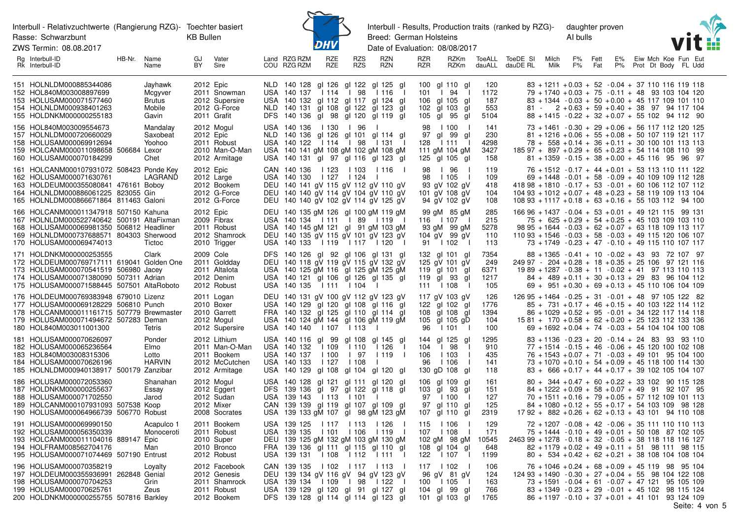Interbull - Relativzuchtwerte (Rangierung RZG)- Töchter basiert KB Bullen
Rasse: Schwarzbunt
ZWS Termin: 08.08.2017

Interbull - Results, Production traits (ranked by RZG)- daughter proven AI bulls
Breed: German Holsteins
Date of Evaluation: 08/08/2017

| Rg / Rk | Interbull-ID / Interbull-ID | HB-Nr. | Name / Name | GJ / BY | Vater / Sire | Land / COU | RZG / RZG | RZM / RZM | RZE / RZE | RZS / RZS | RZN / RZN | RZR / RZR | RZKm / RZKm | ToeALL / dauALL | ToeDE / dauDE | SI / RL | Milch / Milk | F% / F% | Fett / Fat | E% / P% | Eiw / Prot | Mch / Dt | Koe / Body | Fun / FL | Eut / Udd |
|---|---|---|---|---|---|---|---|---|---|---|---|---|---|---|---|---|---|---|---|---|---|---|---|---|---|
| 151 | HOLNLDM000885344086 | | Jayhawk | 2012 | Epic | NLD | 140 | 128 gl | 126 gl | 122 gl | 125 gl | 100 gl | 110 gl | 120 | | 83 | +1211 | +0.03 | +52 | -0.04 | +37 | 110 | 116 | 119 | 118 |
| 152 | HOL840M003008897699 | | Mcgyver | 2011 | Snowman | USA | 140 | 137 I | 114 I | 98 I | 116 I | 101 I | 94 I | 1172 | | 79 | +1740 | +0.03 | +75 | -0.11 | +48 | 93 | 103 | 104 | 120 |
| 153 | HOLUSAM000071577460 | | Brutus | 2012 | Supersire | USA | 140 | 132 gl | 112 gl | 117 gl | 124 gl | 106 gl | 105 gl | 187 | | 83 | +1344 | -0.03 | +50 | +0.00 | +45 | 117 | 109 | 101 | 110 |
| 154 | HOLNLDM000938401263 | | Mobile | 2012 | G-Force | NLD | 140 | 131 gl | 108 gl | 122 gl | 123 gl | 102 gl | 103 gl | 553 | | 81 | - 2 | +0.63 | +59 | +0.40 | +38 | 97 | 94 | 117 | 104 |
| 155 | HOLDNKM000000255183 | | Gavin | 2011 | Grafit | DFS | 140 | 136 gl | 98 gl | 120 gl | 119 gl | 105 gl | 95 gl | 5104 | | 88 | +1415 | -0.22 | +32 | +0.07 | +55 | 102 | 94 | 112 | 90 |
| 156 | HOL840M003009554673 | | Mandalay | 2012 | Mogul | USA | 140 | 136 I | 130 I | 96 I | | 98 I | 100 I | 141 | | 73 | +1461 | -0.30 | +29 | +0.06 | +56 | 117 | 112 | 120 | 125 |
| 157 | HOLNLDM000720660029 | | Saxobeat | 2012 | Epic | NLD | 140 | 136 gl | 126 gl | 101 gl | 114 gl | 97 gl | 99 gl | 230 | | 81 | +1216 | +0.06 | +55 | +0.08 | +50 | 107 | 119 | 121 | 117 |
| 158 | HOLUSAM000069912694 | | Yoohoo | 2011 | Robust | USA | 140 | 122 I | 114 I | 98 I | 131 I | 128 I | 111 I | 4298 | | 78 | +558 | +0.14 | +36 | +0.11 | +30 | 100 | 101 | 113 | 113 |
| 159 | HOLCANM000011098658 | 506684 | Lexor | 2010 | Man-O-Man | USA | 140 | 141 gM | 108 gM | 102 gM | 108 gM | 111 gM | 104 gM | 3427 | 185 | 97 | +897 | +0.29 | +65 | +0.23 | +54 | 114 | 108 | 110 | 99 |
| 160 | HOLUSAM000070184299 | | Chet | 2012 | Armitage | USA | 140 | 131 gl | 97 gl | 116 gl | 123 gl | 125 gl | 105 gl | 158 | | 81 | +1359 | -0.15 | +38 | +0.00 | +45 | 116 | 95 | 96 | 97 |
| 161 | HOLCANM000107931072 | 508423 | Ponde Key | 2012 | Epic | CAN | 140 | 136 I | 123 I | 103 I | 116 I | 98 I | 96 I | 119 | | 76 | +1512 | -0.17 | +44 | +0.01 | +53 | 113 | 110 | 111 | 122 |
| 162 | HOLUSAM000071630761 | | LAGRAND | 2012 | Large | USA | 140 | 130 I | 127 I | 124 I | | 98 I | 105 I | 109 | | 69 | +1448 | -0.01 | +58 | -0.09 | +40 | 109 | 109 | 112 | 128 |
| 163 | HOLDEUM000355080841 | 476161 | Boboy | 2012 | Bookem | DEU | 140 | 141 gV | 115 gV | 112 gV | 110 gV | 93 gV | 102 gV | 418 | 418 | 98 | +1810 | -0.17 | +53 | -0.01 | +60 | 106 | 112 | 107 | 112 |
| 164 | HOLNLDM000886061225 | 823055 | Gin | 2012 | G-Force | DEU | 140 | 140 gV | 114 gV | 104 gV | 110 gV | 101 gV | 108 gV | 104 | 104 | 93 | +1012 | +0.07 | +48 | +0.23 | +58 | 119 | 109 | 113 | 104 |
| 165 | HOLNLDM000866671864 | 811463 | Galoni | 2012 | G-Force | DEU | 140 | 140 gV | 102 gV | 114 gV | 125 gV | 94 gV | 102 gV | 108 | 108 | 93 | +1117 | +0.18 | +63 | +0.16 | +55 | 103 | 112 | 94 | 100 |
| 166 | HOLCANM000011347918 | 507150 | Kahuna | 2012 | Epic | DEU | 140 | 135 gM | 126 gl | 100 gM | 119 gM | 99 gM | 85 gM | 285 | 166 | 96 | +1437 | -0.04 | +53 | +0.01 | +49 | 121 | 115 | 99 | 131 |
| 167 | HOLNLDM000522740642 | 500191 | AltaFixman | 2009 | Fibrax | USA | 140 | 134 I | 111 I | 89 I | 119 I | 116 I | 107 I | 215 | | 75 | +625 | +0.29 | +54 | +0.25 | +45 | 103 | 109 | 103 | 110 |
| 168 | HOLUSAM000069981350 | 506812 | Headliner | 2011 | Robust | USA | 140 | 145 gM | 121 gl | 91 gM | 103 gM | 93 gM | 99 gM | 5278 | 98 | 95 | +1644 | -0.03 | +62 | +0.07 | +63 | 118 | 109 | 113 | 117 |
| 169 | HOLNLDM000737688571 | 804303 | Sherwood | 2012 | Shamrock | DEU | 140 | 135 gV | 115 gV | 101 gV | 123 gV | 104 gV | 99 gV | 110 | 110 | 93 | +1546 | -0.03 | +58 | -0.03 | +49 | 115 | 120 | 106 | 107 |
| 170 | HOLUSAM000069474013 | | Tictoc | 2010 | Trigger | USA | 140 | 133 I | 119 I | 117 I | 120 I | 91 I | 102 I | 113 | | 73 | +1749 | -0.23 | +47 | -0.10 | +49 | 115 | 110 | 107 | 117 |
| 171 | HOLDNKM000000253555 | | Clark | 2009 | Cole | DFS | 140 | 126 gl | 92 gl | 106 gl | 131 gl | 132 gl | 101 gl | 7354 | | 88 | +1365 | -0.41 | +10 | -0.02 | +43 | 93 | 72 | 107 | 97 |
| 172 | HOLDEUM000769717111 | 619041 | Golden One | 2011 | Goldday | DEU | 140 | 118 gV | 119 gV | 115 gV | 132 gV | 125 gV | 101 gV | 249 | 249 | 97 | - 204 | +0.28 | +18 | +0.35 | +25 | 106 | 97 | 121 | 116 |
| 173 | HOLUSAM000070541519 | 506980 | Jacey | 2011 | Altalota | USA | 140 | 125 gM | 116 gl | 125 gM | 125 gM | 119 gl | 101 gl | 6371 | 19 | 89 | +1287 | -0.38 | +11 | -0.02 | +41 | 97 | 113 | 110 | 113 |
| 174 | HOLUSAM000071380090 | 507311 | Adrian | 2012 | Denim | USA | 140 | 121 gl | 106 gl | 126 gl | 135 gl | 119 gl | 93 gl | 1217 | | 84 | +489 | +0.11 | +30 | +0.13 | +29 | 83 | 96 | 104 | 112 |
| 175 | HOLUSAM000071588445 | 507501 | AltaRoboto | 2012 | Robust | USA | 140 | 135 I | 111 I | 104 I | | 111 I | 108 I | 105 | | 69 | +951 | +0.30 | +69 | +0.13 | +45 | 110 | 106 | 104 | 109 |
| 176 | HOLDEUM000769383948 | 679010 | Lizenz | 2011 | Logan | DEU | 140 | 131 gV | 100 gV | 112 gV | 123 gV | 117 gV | 103 gV | 126 | 126 | 95 | +1464 | -0.25 | +31 | -0.01 | +48 | 97 | 105 | 122 | 82 |
| 177 | HOLUSAM000069128229 | 506810 | Punch | 2010 | Boxer | USA | 140 | 129 gl | 120 gl | 108 gl | 116 gl | 122 gl | 102 gl | 1776 | | 85 | +731 | +0.17 | +46 | +0.15 | +40 | 103 | 122 | 114 | 112 |
| 178 | HOLCANM000011161715 | 507779 | Brewmaster | 2010 | Garrett | FRA | 140 | 132 gl | 125 gl | 110 gl | 114 gl | 108 gl | 108 gl | 1394 | | 86 | +1029 | +0.52 | +95 | -0.01 | +34 | 122 | 117 | 114 | 118 |
| 179 | HOLUSAM000071494672 | 507283 | Deman | 2012 | Mogul | USA | 140 | 124 gM | 144 gl | 106 gM | 119 gM | 105 gl | 105 gD | 104 | 15 | 81 | +170 | +0.58 | +62 | +0.20 | +25 | 123 | 112 | 133 | 136 |
| 180 | HOL840M003011001300 | | Tetris | 2012 | Supersire | USA | 140 | 140 I | 107 I | 113 I | | 96 I | 101 I | 100 | | 69 | +1692 | +0.04 | +74 | -0.03 | +54 | 104 | 104 | 100 | 108 |
| 181 | HOLUSAM000070626097 | | Ponder | 2012 | Lithium | USA | 140 | 116 gl | 99 gl | 108 gl | 145 gl | 144 gl | 125 gl | 1295 | | 83 | +1136 | -0.23 | +20 | -0.14 | +24 | 83 | 93 | 93 | 110 |
| 182 | HOLUSAM000065236564 | | Elmo | 2011 | Man-O-Man | USA | 140 | 132 I | 109 I | 110 I | 126 I | 104 I | 98 I | 910 | | 77 | +1514 | -0.15 | +46 | -0.06 | +45 | 120 | 100 | 102 | 108 |
| 183 | HOL840M003008315306 | | Lotto | 2011 | Bookem | USA | 140 | 137 I | 100 I | 97 I | 119 I | 106 I | 103 I | 435 | | 76 | +1543 | +0.07 | +71 | -0.03 | +49 | 101 | 95 | 104 | 100 |
| 184 | HOLUSAM000070626196 | | HARVIN | 2012 | McCutchen | USA | 140 | 133 I | 127 I | 108 I | | 96 I | 106 I | 141 | | 73 | +1070 | +0.10 | +54 | +0.09 | +45 | 118 | 100 | 114 | 130 |
| 185 | HOLNLDM000940138917 | 500179 | Zanzibar | 2012 | Armitage | USA | 140 | 129 gl | 108 gl | 104 gl | 120 gl | 130 gD | 108 gl | 118 | | 83 | +666 | +0.17 | +44 | +0.17 | +39 | 102 | 105 | 104 | 107 |
| 186 | HOLUSAM000072053360 | | Shanahan | 2012 | Mogul | USA | 140 | 128 gl | 121 gl | 111 gl | 120 gl | 106 gl | 109 gl | 161 | | 80 | +344 | +0.47 | +60 | +0.22 | +33 | 102 | 90 | 115 | 128 |
| 187 | HOLDNKM000000255637 | | Essay | 2012 | Eggert | DFS | 139 | 136 gl | 97 gl | 122 gl | 118 gl | 103 gl | 93 gl | 151 | | 84 | +1222 | +0.09 | +58 | +0.07 | +49 | 91 | 92 | 107 | 95 |
| 188 | HOLUSAM000071702550 | | Jarod | 2012 | Sudan | USA | 139 | 143 I | 113 I | 101 I | | 97 I | 100 I | 127 | | 70 | +1511 | +0.16 | +79 | +0.05 | +57 | 112 | 109 | 101 | 113 |
| 189 | HOLCANM000107931093 | 507538 | Koop | 2012 | Mixer | CAN | 139 | 139 gl | 119 gl | 107 gl | 109 gl | 97 gl | 110 gl | 125 | | 84 | +1080 | +0.12 | +55 | +0.17 | +54 | 103 | 109 | 98 | 128 |
| 190 | HOLUSAM000064966739 | 506770 | Robust | 2008 | Socrates | USA | 139 | 133 gM | 107 gl | 98 gM | 123 gM | 107 gl | 110 gl | 2319 | 17 | 92 | +882 | +0.26 | +62 | +0.13 | +43 | 101 | 94 | 110 | 108 |
| 191 | HOLUSAM000069990150 | | Acapulco 1 | 2011 | Bookem | USA | 139 | 125 I | 117 I | 113 I | 126 I | 115 I | 106 I | 129 | | 72 | +1207 | -0.08 | +42 | -0.06 | +35 | 111 | 110 | 110 | 113 |
| 192 | HOLUSAM000056350339 | | Monoceroti | 2011 | Robust | USA | 139 | 135 I | 101 I | 106 I | 119 I | 107 I | 108 I | 171 | | 75 | +1444 | -0.10 | +49 | +0.01 | +50 | 108 | 87 | 102 | 105 |
| 193 | HOLCANM000011104016 | 889147 | Epic | 2010 | Super | DEU | 139 | 125 gM | 132 gM | 103 gM | 130 gM | 102 gM | 98 gM | 10545 | 2463 | 99 | +1278 | -0.18 | +32 | -0.05 | +38 | 118 | 118 | 116 | 127 |
| 194 | HOLFRAM008562704176 | | Man | 2010 | Bronco | FRA | 139 | 136 gl | 111 gl | 115 gl | 110 gl | 108 gl | 104 gl | 648 | | 82 | +1179 | +0.02 | +49 | +0.11 | +51 | 98 | 111 | 98 | 115 |
| 195 | HOLUSAM000071047469 | 507190 | Entrust | 2012 | Robust | USA | 139 | 131 I | 108 I | 112 I | 111 I | 122 I | 108 I | 1199 | | 80 | +534 | +0.42 | +62 | +0.21 | +38 | 108 | 104 | 108 | 104 |
| 196 | HOLUSAM000070358219 | | Loyalty | 2012 | Facebook | CAN | 139 | 135 I | 102 I | 117 I | 113 I | 117 I | 102 I | 106 | | 76 | +1046 | +0.24 | +68 | +0.09 | +45 | 119 | 98 | 95 | 104 |
| 197 | HOLDEUM000355936991 | 262848 | Genial | 2012 | Genesis | DEU | 139 | 134 gV | 116 gV | 94 gV | 123 gV | 96 gV | 81 gV | 124 | 124 | 93 | +1490 | -0.30 | +27 | +0.04 | +55 | 98 | 104 | 122 | 108 |
| 198 | HOLUSAM000070704253 | | Grin | 2011 | Shamrock | USA | 139 | 134 I | 109 I | 98 I | 122 I | 100 I | 105 I | 163 | | 73 | +1591 | -0.04 | +61 | -0.07 | +47 | 121 | 95 | 105 | 109 |
| 199 | HOLUSAM000070625761 | | Zeus | 2011 | Robust | USA | 139 | 129 gl | 120 gl | 91 gl | 127 gl | 104 gl | 99 gl | 766 | | 83 | +1349 | -0.23 | +29 | -0.01 | +45 | 102 | 98 | 115 | 124 |
| 200 | HOLDNKM000000255755 | 507816 | Barkley | 2012 | Bookem | DFS | 139 | 128 gl | 114 gl | 114 gl | 123 gl | 101 gl | 103 gl | 1765 | | 86 | +1197 | -0.10 | +37 | +0.01 | +41 | 101 | 93 | 124 | 109 |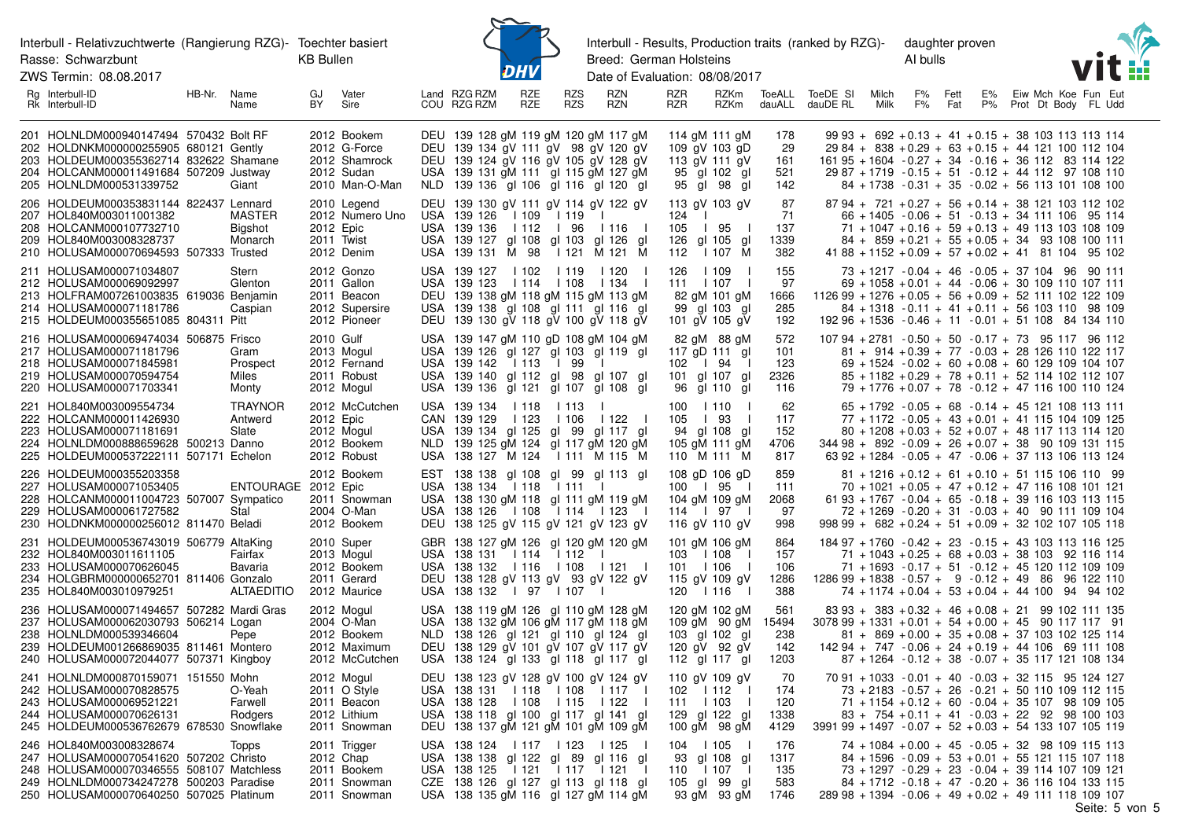Interbull - Relativzuchtwerte (Rangierung RZG)- Toechter basiert KB Bullen
Rasse: Schwarzbunt
ZWS Termin: 08.08.2017

Interbull - Results, Production traits (ranked by RZG)- daughter proven AI bulls
Breed: German Holsteins
Date of Evaluation: 08/08/2017

| Rg Rk | Interbull-ID | HB-Nr. | Name | GJ BY | Vater Sire | Land COU | RZG | RZM | RZE | RZS | RZN | RZR | RZKm | ToeALL dauALL | ToeDE dauDE | SI RL | Milch Milk | F% | Fett Fat | E% P% | Eiw Prot | Mch Dt | Koe Body | Fun FL | Eut Udd |
|---|---|---|---|---|---|---|---|---|---|---|---|---|---|---|---|---|---|---|---|---|---|---|---|---|---|
| 201 | HOLNLDM000940147494 | 570432 | Bolt RF | 2012 | Bookem | DEU | 139 | 128 gM | 119 gM | 120 gM | 117 gM | 114 gM | 111 gM | 178 | 99 | 93 | +692 | +0.13 | +41 | +0.15 | +38 | 103 | 113 | 113 | 114 |
| 202 | HOLDNKM000000255905 | 680121 | Gently | 2012 | G-Force | DEU | 139 | 134 gV | 111 gV | 98 gV | 120 gV | 109 gV | 103 gD | 29 | 29 | 84 | +838 | +0.29 | +63 | +0.15 | +44 | 121 | 100 | 112 | 104 |
| 203 | HOLDEUM000355362714 | 832622 | Shamane | 2012 | Shamrock | DEU | 139 | 124 gV | 116 gV | 105 gV | 128 gV | 113 gV | 111 gV | 161 | 161 | 95 | +1604 | -0.27 | +34 | -0.16 | +36 | 112 | 83 | 114 | 122 |
| 204 | HOLCANM000011491684 | 507209 | Justway | 2012 | Sudan | USA | 139 | 131 gM | 111 gI | 115 gM | 127 gM | 95 gI | 102 gI | 521 | 29 | 87 | +1719 | -0.15 | +51 | -0.12 | +44 | 112 | 97 | 108 | 110 |
| 205 | HOLNLDM000531339752 | | Giant | 2010 | Man-O-Man | NLD | 139 | 136 gI | 106 gI | 116 gI | 120 gI | 95 gI | 98 gI | 142 | | 84 | +1738 | -0.31 | +35 | -0.02 | +56 | 113 | 101 | 108 | 100 |
| 206 | HOLDEUM000353831144 | 822437 | Lennard | 2010 | Legend | DEU | 139 | 130 gV | 111 gV | 114 gV | 122 gV | 113 gV | 103 gV | 87 | 87 | 94 | +721 | +0.27 | +56 | +0.14 | +38 | 121 | 103 | 112 | 102 |
| 207 | HOL840M003001001382 | | MASTER | 2012 | Numero Uno | USA | 139 | 126 I | 109 I | 119 I | | 124 I | | 71 | | 66 | +1405 | -0.06 | +51 | -0.13 | +34 | 111 | 106 | 95 | 114 |
| 208 | HOLCANM000107732710 | | Bigshot | 2012 | Epic | USA | 139 | 136 I | 112 I | 96 I | 116 I | 105 I | 95 I | 137 | | 71 | +1047 | +0.16 | +59 | +0.13 | +49 | 113 | 108 | 109 | 109 |
| 209 | HOL840M003008328737 | | Monarch | 2011 | Twist | USA | 139 | 127 gI | 108 gI | 103 gI | 126 gI | 126 gI | 105 gI | 1339 | | 84 | +859 | +0.21 | +55 | +0.05 | +34 | 93 | 108 | 100 | 111 |
| 210 | HOLUSAM000070694593 | 507333 | Trusted | 2012 | Denim | USA | 139 | 131 M | 98 I | 121 M | 121 M | 112 I | 107 M | 382 | 41 | 88 | +1152 | +0.09 | +57 | +0.02 | +41 | 81 | 104 | 95 | 102 |
| 211 | HOLUSAM000071034807 | | Stern | 2012 | Gonzo | USA | 139 | 127 I | 102 I | 119 I | 120 I | 126 I | 109 I | 155 | | 73 | +1217 | -0.04 | +46 | -0.05 | +37 | 104 | 96 | 90 | 111 |
| 212 | HOLUSAM000069092997 | | Glenton | 2011 | Gallon | USA | 139 | 123 I | 114 I | 108 I | 134 I | 111 I | 107 I | 97 | | 69 | +1058 | +0.01 | +44 | -0.06 | +30 | 109 | 110 | 107 | 111 |
| 213 | HOLFRAM007261003835 | 619036 | Benjamin | 2011 | Beacon | DEU | 139 | 138 gM | 118 gM | 115 gM | 113 gM | 82 gM | 101 gM | 1666 | 1126 | 99 | +1276 | +0.05 | +56 | +0.09 | +52 | 111 | 102 | 122 | 109 |
| 214 | HOLUSAM000071181786 | | Caspian | 2012 | Supersire | USA | 139 | 138 gI | 108 gI | 111 gI | 116 gI | 99 gI | 103 gI | 285 | | 84 | +1318 | -0.11 | +41 | +0.11 | +56 | 103 | 110 | 98 | 109 |
| 215 | HOLDEUM000355651085 | 804311 | Pitt | 2012 | Pioneer | DEU | 139 | 130 gV | 118 gV | 100 gV | 118 gV | 101 gV | 105 gV | 192 | 192 | 96 | +1536 | -0.46 | +11 | -0.01 | +51 | 108 | 84 | 134 | 110 |
| 216 | HOLUSAM000069474034 | 506875 | Frisco | 2010 | Gulf | USA | 139 | 147 gM | 110 gD | 108 gM | 104 gM | 82 gM | 88 gM | 572 | 107 | 94 | +2781 | -0.50 | +50 | -0.17 | +73 | 95 | 117 | 96 | 112 |
| 217 | HOLUSAM000071181796 | | Gram | 2013 | Mogul | USA | 139 | 126 gI | 127 gI | 103 gI | 119 gI | 117 gD | 111 gI | 101 | | 81 | +914 | +0.39 | +77 | -0.03 | +28 | 126 | 110 | 122 | 117 |
| 218 | HOLUSAM000071845981 | | Prospect | 2012 | Fernand | USA | 139 | 142 I | 113 I | 99 I | | 102 I | 94 I | 123 | | 69 | +1524 | -0.02 | +60 | +0.08 | +60 | 129 | 109 | 104 | 107 |
| 219 | HOLUSAM000070594754 | | Miles | 2011 | Robust | USA | 139 | 140 gI | 112 gI | 98 gI | 107 gI | 101 gI | 107 gI | 2326 | | 85 | +1182 | +0.29 | +78 | +0.11 | +52 | 114 | 102 | 112 | 107 |
| 220 | HOLUSAM000071703341 | | Monty | 2012 | Mogul | USA | 139 | 136 gI | 121 gI | 107 gI | 108 gI | 96 gI | 110 gI | 116 | | 79 | +1776 | +0.07 | +78 | -0.12 | +47 | 116 | 100 | 110 | 124 |
| 221 | HOL840M003009554734 | | TRAYNOR | 2012 | McCutchen | USA | 139 | 134 I | 118 I | 113 I | | 100 I | 110 I | 62 | | 65 | +1792 | -0.05 | +68 | -0.14 | +45 | 121 | 108 | 113 | 111 |
| 222 | HOLCANM000011426930 | | Antwerd | 2012 | Epic | CAN | 139 | 129 I | 123 I | 106 I | 122 I | 105 I | 93 I | 117 | | 77 | +1172 | -0.05 | +43 | +0.01 | +41 | 115 | 104 | 109 | 125 |
| 223 | HOLUSAM000071181691 | | Slate | 2012 | Mogul | USA | 139 | 134 gI | 125 gI | 99 gI | 117 gI | 94 gI | 108 gI | 152 | | 80 | +1208 | +0.03 | +52 | +0.07 | +48 | 117 | 113 | 114 | 120 |
| 224 | HOLNLDM000888659628 | 500213 | Danno | 2012 | Bookem | NLD | 139 | 125 gM | 124 gI | 117 gM | 120 gM | 105 gM | 111 gM | 4706 | 344 | 98 | +892 | -0.09 | +26 | +0.07 | +38 | 90 | 109 | 131 | 115 |
| 225 | HOLDEUM000537222111 | 507171 | Echelon | 2012 | Robust | USA | 138 | 127 M | 124 I | 111 M | 115 M | 110 M | 111 M | 817 | 63 | 92 | +1284 | -0.05 | +47 | -0.06 | +37 | 113 | 106 | 113 | 124 |
| 226 | HOLDEUM000355203358 | | | 2012 | Bookem | EST | 138 | 138 gI | 108 gI | 99 gI | 113 gI | 108 gD | 106 gD | 859 | | 81 | +1216 | +0.12 | +61 | +0.10 | +51 | 115 | 106 | 110 | 99 |
| 227 | HOLUSAM000071053405 | | ENTOURAGE | 2012 | Epic | USA | 138 | 134 I | 118 I | 111 I | | 100 I | 95 I | 111 | | 70 | +1021 | +0.05 | +47 | +0.12 | +47 | 116 | 108 | 101 | 121 |
| 228 | HOLCANM000011004723 | 507007 | Sympatico | 2011 | Snowman | USA | 138 | 130 gM | 118 gI | 111 gM | 119 gM | 104 gM | 109 gM | 2068 | 61 | 93 | +1767 | -0.04 | +65 | -0.18 | +39 | 116 | 103 | 113 | 115 |
| 229 | HOLUSAM000061727582 | | Stal | 2004 | O-Man | USA | 138 | 126 I | 108 I | 114 I | 123 I | 114 I | 97 I | 97 | | 72 | +1269 | -0.20 | +31 | -0.03 | +40 | 90 | 111 | 109 | 104 |
| 230 | HOLDNKM000000256012 | 811470 | Beladi | 2012 | Bookem | DEU | 138 | 125 gV | 115 gV | 121 gV | 123 gV | 116 gV | 110 gV | 998 | 998 | 99 | +682 | +0.24 | +51 | +0.09 | +32 | 102 | 107 | 105 | 118 |
| 231 | HOLDEUM000536743019 | 506779 | AltaKing | 2010 | Super | GBR | 138 | 127 gM | 126 gI | 120 gM | 120 gM | 101 gM | 106 gM | 864 | 184 | 97 | +1760 | -0.42 | +23 | -0.15 | +43 | 103 | 113 | 116 | 125 |
| 232 | HOL840M003011611105 | | Fairfax | 2013 | Mogul | USA | 138 | 131 I | 114 I | 112 I | | 103 I | 108 I | 157 | | 71 | +1043 | +0.25 | +68 | +0.03 | +38 | 103 | 92 | 116 | 114 |
| 233 | HOLUSAM000070626045 | | Bavaria | 2012 | Bookem | USA | 138 | 132 I | 116 I | 108 I | 121 I | 101 I | 106 I | 106 | | 71 | +1693 | -0.17 | +51 | -0.12 | +45 | 120 | 112 | 109 | 109 |
| 234 | HOLGBRM000000652701 | 811406 | Gonzalo | 2011 | Gerard | DEU | 138 | 128 gV | 113 gV | 93 gV | 122 gV | 115 gV | 109 gV | 1286 | 1286 | 99 | +1838 | -0.57 | +9 | -0.12 | +49 | 86 | 96 | 122 | 110 |
| 235 | HOL840M003010979251 | | ALTAEDITIO | 2012 | Maurice | USA | 138 | 132 I | 97 I | 107 I | | 120 I | 116 I | 388 | | 74 | +1174 | +0.04 | +53 | +0.04 | +44 | 100 | 94 | 94 | 102 |
| 236 | HOLUSAM000071494657 | 507282 | Mardi Gras | 2012 | Mogul | USA | 138 | 119 gM | 126 gI | 110 gM | 128 gM | 120 gM | 102 gM | 561 | 83 | 93 | +383 | +0.32 | +46 | +0.08 | +21 | 99 | 102 | 111 | 135 |
| 237 | HOLUSAM000062030793 | 506214 | Logan | 2004 | O-Man | USA | 138 | 132 gM | 106 gM | 117 gM | 118 gM | 109 gM | 90 gM | 15494 | 3078 | 99 | +1331 | +0.01 | +54 | +0.00 | +45 | 90 | 117 | 117 | 91 |
| 238 | HOLNLDM000539346604 | | Pepe | 2012 | Bookem | NLD | 138 | 126 gI | 121 gI | 110 gI | 124 gI | 103 gI | 102 gI | 238 | | 81 | +869 | +0.00 | +35 | +0.08 | +37 | 103 | 102 | 125 | 114 |
| 239 | HOLDEUM001266869035 | 811461 | Montero | 2012 | Maximum | DEU | 138 | 129 gV | 101 gV | 107 gV | 117 gV | 120 gV | 92 gV | 142 | 142 | 94 | +747 | -0.06 | +24 | +0.19 | +44 | 106 | 69 | 111 | 108 |
| 240 | HOLUSAM000072044077 | 507371 | Kingboy | 2012 | McCutchen | USA | 138 | 124 gI | 133 gI | 118 gI | 117 gI | 112 gI | 117 gI | 1203 | | 87 | +1264 | -0.12 | +38 | -0.07 | +35 | 117 | 121 | 108 | 134 |
| 241 | HOLNLDM000870159071 | 151550 | Mohn | 2012 | Mogul | DEU | 138 | 123 gV | 128 gV | 100 gV | 124 gV | 110 gV | 109 gV | 70 | 70 | 91 | +1033 | -0.01 | +40 | -0.03 | +32 | 115 | 95 | 124 | 127 |
| 242 | HOLUSAM000070828575 | | O-Yeah | 2011 | O Style | USA | 138 | 131 I | 118 I | 108 I | 117 I | 102 I | 112 I | 174 | | 73 | +2183 | -0.57 | +26 | -0.21 | +50 | 110 | 109 | 112 | 115 |
| 243 | HOLUSAM000069521221 | | Farwell | 2011 | Beacon | USA | 138 | 128 I | 108 I | 115 I | 122 I | 111 I | 103 I | 120 | | 71 | +1154 | +0.12 | +60 | -0.04 | +35 | 107 | 98 | 109 | 105 |
| 244 | HOLUSAM000070626131 | | Rodgers | 2012 | Lithium | USA | 138 | 118 gI | 100 gI | 117 gI | 141 gI | 129 gI | 122 gI | 1338 | | 83 | +754 | +0.11 | +41 | -0.03 | +22 | 92 | 98 | 100 | 103 |
| 245 | HOLDEUM000536762679 | 678530 | Snowflake | 2011 | Snowman | DEU | 138 | 137 gM | 121 gM | 101 gM | 109 gM | 100 gM | 98 gM | 4129 | 3991 | 99 | +1497 | -0.07 | +52 | +0.03 | +54 | 133 | 107 | 105 | 119 |
| 246 | HOL840M003008328674 | | Topps | 2011 | Trigger | USA | 138 | 124 I | 117 I | 123 I | 125 I | 104 I | 105 I | 176 | | 74 | +1084 | +0.00 | +45 | -0.05 | +32 | 98 | 109 | 115 | 113 |
| 247 | HOLUSAM000070541620 | 507202 | Christo | 2012 | Chap | USA | 138 | 138 gI | 122 gI | 89 gI | 116 gI | 93 gI | 108 gI | 1317 | | 84 | +1596 | -0.09 | +53 | +0.01 | +55 | 121 | 115 | 107 | 118 |
| 248 | HOLUSAM000070346555 | 508107 | Matchless | 2011 | Bookem | USA | 138 | 125 I | 121 I | 117 I | 121 I | 110 I | 107 I | 135 | | 73 | +1297 | -0.29 | +23 | -0.04 | +39 | 114 | 107 | 109 | 121 |
| 249 | HOLNLDM000734247278 | 500203 | Paradise | 2011 | Snowman | CZE | 138 | 126 gI | 127 gI | 113 gI | 118 gI | 105 gI | 99 gI | 583 | | 84 | +1712 | -0.18 | +47 | -0.20 | +36 | 116 | 104 | 133 | 115 |
| 250 | HOLUSAM000070640250 | 507025 | Platinum | 2011 | Snowman | USA | 138 | 135 gM | 116 gI | 127 gM | 114 gM | 93 gM | 93 gM | 1746 | 289 | 98 | +1394 | -0.06 | +49 | +0.02 | +49 | 111 | 118 | 109 | 107 |